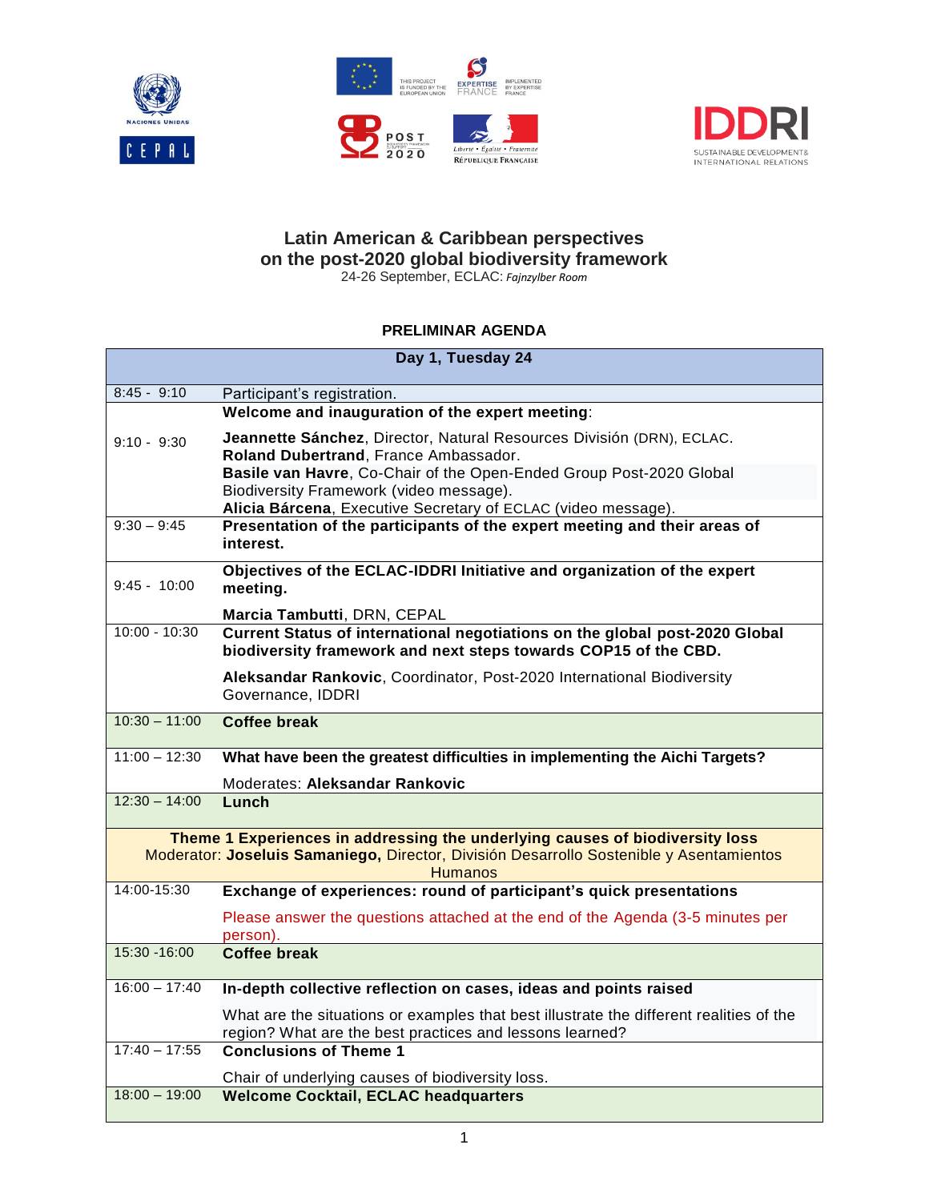# Latin American & Caribbean perspectives on the post-2020 global biodiversity framework

24-26 September, ECLAC: *Fajnzylber Room*

## PRELIMINAR AGENDA

| Day 1, Tuesday 24 | |
|---|---|
| 8:45 - 9:10 | Participant's registration. |
| 9:10 - 9:30 | **Welcome and inauguration of the expert meeting**: **Jeannette Sánchez**, Director, Natural Resources División (DRN), ECLAC. **Roland Dubertrand**, France Ambassador. **Basile van Havre**, Co-Chair of the Open-Ended Group Post-2020 Global Biodiversity Framework (video message). **Alicia Bárcena**, Executive Secretary of ECLAC (video message). |
| 9:30 – 9:45 | **Presentation of the participants of the expert meeting and their areas of interest.** |
| 9:45 - 10:00 | **Objectives of the ECLAC-IDDRI Initiative and organization of the expert meeting.** **Marcia Tambutti**, DRN, CEPAL |
| 10:00 - 10:30 | **Current Status of international negotiations on the global post-2020 Global biodiversity framework and next steps towards COP15 of the CBD.** **Aleksandar Rankovic**, Coordinator, Post-2020 International Biodiversity Governance, IDDRI |
| 10:30 – 11:00 | **Coffee break** |
| 11:00 – 12:30 | **What have been the greatest difficulties in implementing the Aichi Targets?** Moderates: **Aleksandar Rankovic** |
| 12:30 – 14:00 | **Lunch** |
| **Theme 1 Experiences in addressing the underlying causes of biodiversity loss** Moderator: **Joseluis Samaniego,** Director, División Desarrollo Sostenible y Asentamientos Humanos | |
| 14:00-15:30 | **Exchange of experiences: round of participant's quick presentations** Please answer the questions attached at the end of the Agenda (3-5 minutes per person). |
| 15:30 -16:00 | **Coffee break** |
| 16:00 – 17:40 | **In-depth collective reflection on cases, ideas and points raised** What are the situations or examples that best illustrate the different realities of the region? What are the best practices and lessons learned? |
| 17:40 – 17:55 | **Conclusions of Theme 1** Chair of underlying causes of biodiversity loss. |
| 18:00 – 19:00 | **Welcome Cocktail, ECLAC headquarters** |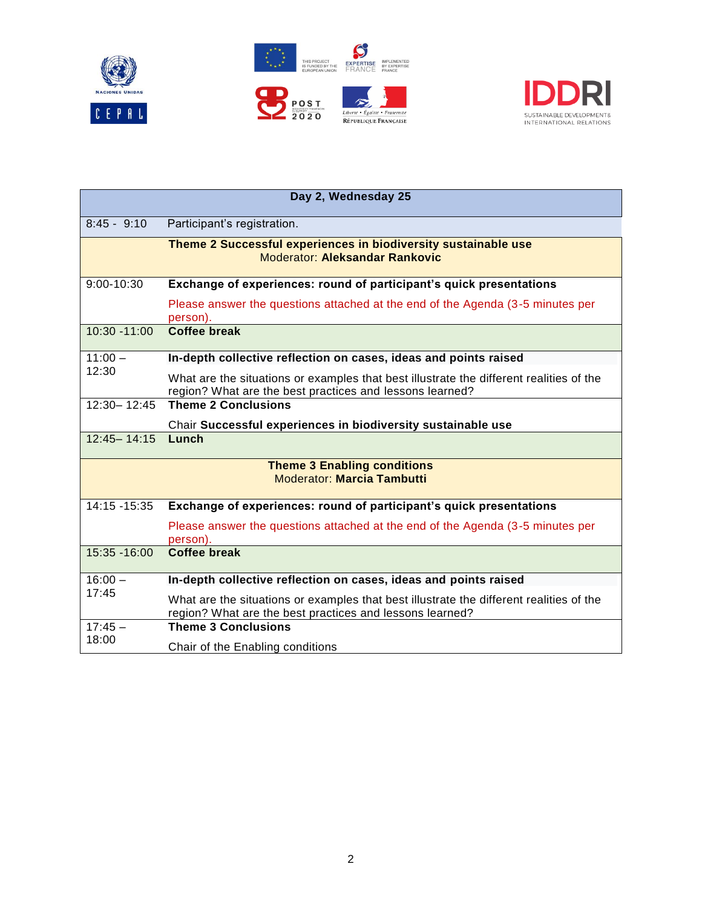| Day 2, Wednesday 25 | |
|---|---|
| 8:45 - 9:10 | Participant's registration. |
| | **Theme 2 Successful experiences in biodiversity sustainable use**<br>Moderator: **Aleksandar Rankovic** |
| 9:00-10:30 | **Exchange of experiences: round of participant's quick presentations**<br>Please answer the questions attached at the end of the Agenda (3-5 minutes per person). |
| 10:30 -11:00 | **Coffee break** |
| 11:00 – 12:30 | **In-depth collective reflection on cases, ideas and points raised**<br>What are the situations or examples that best illustrate the different realities of the region? What are the best practices and lessons learned? |
| 12:30– 12:45 | **Theme 2 Conclusions**<br>Chair **Successful experiences in biodiversity sustainable use** |
| 12:45– 14:15 | **Lunch** |
| | **Theme 3 Enabling conditions**<br>Moderator: **Marcia Tambutti** |
| 14:15 -15:35 | **Exchange of experiences: round of participant's quick presentations**<br>Please answer the questions attached at the end of the Agenda (3-5 minutes per person). |
| 15:35 -16:00 | **Coffee break** |
| 16:00 – 17:45 | **In-depth collective reflection on cases, ideas and points raised**<br>What are the situations or examples that best illustrate the different realities of the region? What are the best practices and lessons learned? |
| 17:45 – 18:00 | **Theme 3 Conclusions**<br>Chair of the Enabling conditions |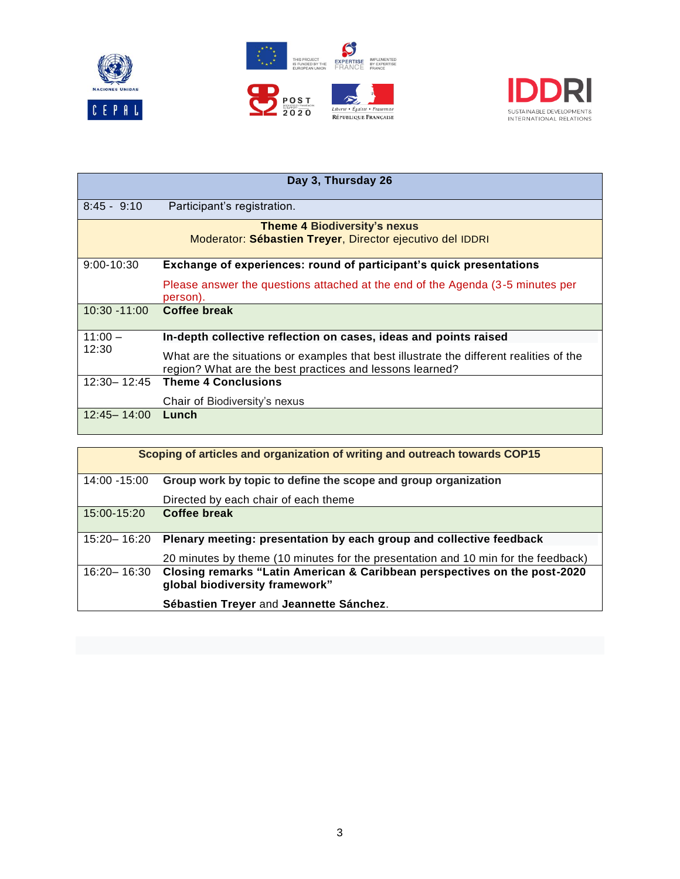| Day 3, Thursday 26 | |
|---|---|
| 8:45 - 9:10 | Participant's registration. |
| **Theme 4 Biodiversity's nexus**<br>Moderator: **Sébastien Treyer**, Director ejecutivo del IDDRI | |
| 9:00-10:30 | **Exchange of experiences: round of participant's quick presentations**<br><br>Please answer the questions attached at the end of the Agenda (3-5 minutes per person). |
| 10:30 -11:00 | **Coffee break** |
| 11:00 – 12:30 | **In-depth collective reflection on cases, ideas and points raised**<br><br>What are the situations or examples that best illustrate the different realities of the region? What are the best practices and lessons learned? |
| 12:30– 12:45 | **Theme 4 Conclusions**<br><br>Chair of Biodiversity's nexus |
| 12:45– 14:00 | **Lunch** |

| Scoping of articles and organization of writing and outreach towards COP15 | |
|---|---|
| 14:00 -15:00 | **Group work by topic to define the scope and group organization**<br><br>Directed by each chair of each theme |
| 15:00-15:20 | **Coffee break** |
| 15:20– 16:20 | **Plenary meeting: presentation by each group and collective feedback**<br><br>20 minutes by theme (10 minutes for the presentation and 10 min for the feedback) |
| 16:20– 16:30 | **Closing remarks "Latin American & Caribbean perspectives on the post-2020 global biodiversity framework"**<br><br>**Sébastien Treyer** and **Jeannette Sánchez**. |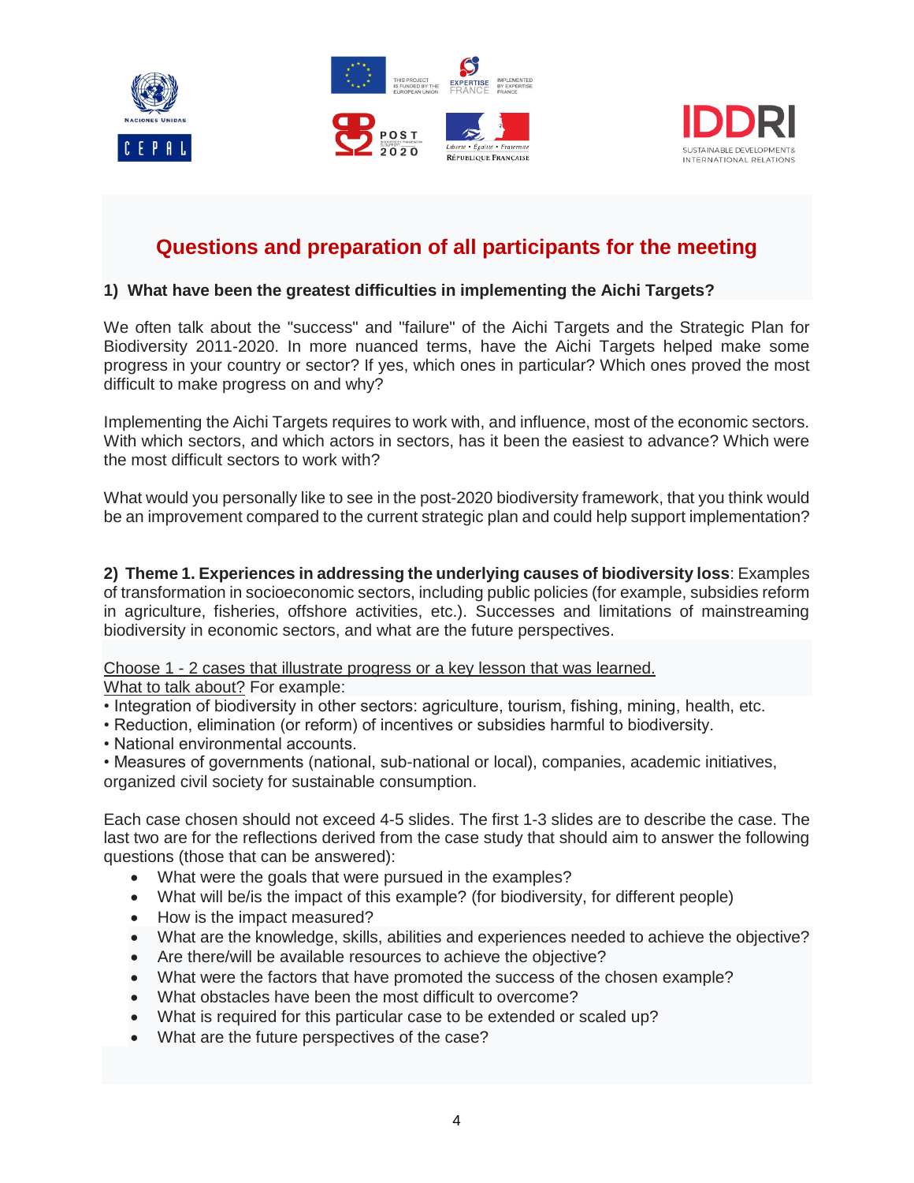## Questions and preparation of all participants for the meeting

**1) What have been the greatest difficulties in implementing the Aichi Targets?**

We often talk about the "success" and "failure" of the Aichi Targets and the Strategic Plan for Biodiversity 2011-2020. In more nuanced terms, have the Aichi Targets helped make some progress in your country or sector? If yes, which ones in particular? Which ones proved the most difficult to make progress on and why?

Implementing the Aichi Targets requires to work with, and influence, most of the economic sectors. With which sectors, and which actors in sectors, has it been the easiest to advance? Which were the most difficult sectors to work with?

What would you personally like to see in the post-2020 biodiversity framework, that you think would be an improvement compared to the current strategic plan and could help support implementation?

**2) Theme 1. Experiences in addressing the underlying causes of biodiversity loss**: Examples of transformation in socioeconomic sectors, including public policies (for example, subsidies reform in agriculture, fisheries, offshore activities, etc.). Successes and limitations of mainstreaming biodiversity in economic sectors, and what are the future perspectives.

<u>Choose 1 - 2 cases that illustrate progress or a key lesson that was learned.</u>
<u>What to talk about?</u> For example:

- Integration of biodiversity in other sectors: agriculture, tourism, fishing, mining, health, etc.
- Reduction, elimination (or reform) of incentives or subsidies harmful to biodiversity.
- National environmental accounts.
- Measures of governments (national, sub-national or local), companies, academic initiatives, organized civil society for sustainable consumption.

Each case chosen should not exceed 4-5 slides. The first 1-3 slides are to describe the case. The last two are for the reflections derived from the case study that should aim to answer the following questions (those that can be answered):

- What were the goals that were pursued in the examples?
- What will be/is the impact of this example? (for biodiversity, for different people)
- How is the impact measured?
- What are the knowledge, skills, abilities and experiences needed to achieve the objective?
- Are there/will be available resources to achieve the objective?
- What were the factors that have promoted the success of the chosen example?
- What obstacles have been the most difficult to overcome?
- What is required for this particular case to be extended or scaled up?
- What are the future perspectives of the case?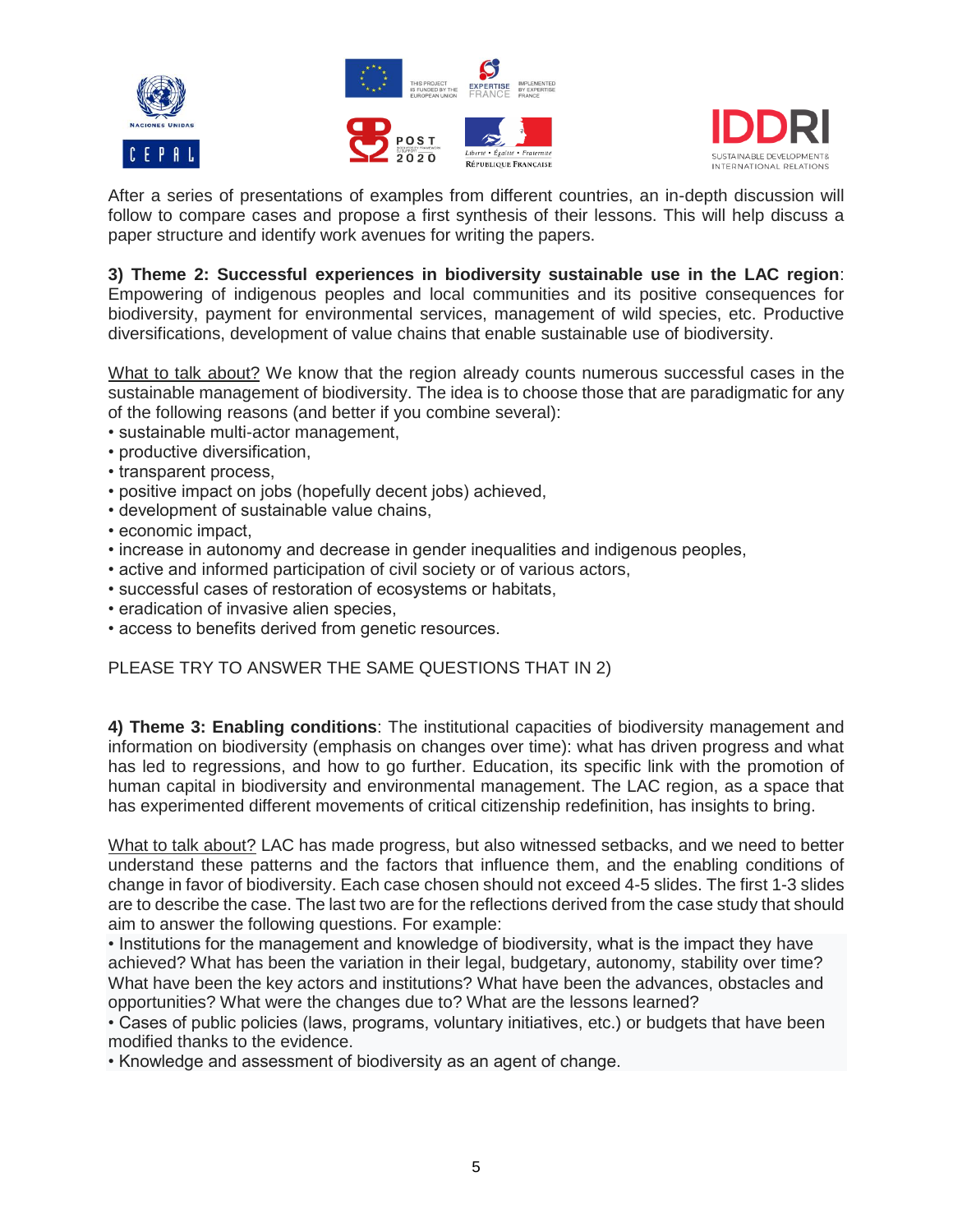After a series of presentations of examples from different countries, an in-depth discussion will follow to compare cases and propose a first synthesis of their lessons. This will help discuss a paper structure and identify work avenues for writing the papers.

**3) Theme 2: Successful experiences in biodiversity sustainable use in the LAC region**: Empowering of indigenous peoples and local communities and its positive consequences for biodiversity, payment for environmental services, management of wild species, etc. Productive diversifications, development of value chains that enable sustainable use of biodiversity.

<u>What to talk about?</u> We know that the region already counts numerous successful cases in the sustainable management of biodiversity. The idea is to choose those that are paradigmatic for any of the following reasons (and better if you combine several):

- sustainable multi-actor management,
- productive diversification,
- transparent process,
- positive impact on jobs (hopefully decent jobs) achieved,
- development of sustainable value chains,
- economic impact,
- increase in autonomy and decrease in gender inequalities and indigenous peoples,
- active and informed participation of civil society or of various actors,
- successful cases of restoration of ecosystems or habitats,
- eradication of invasive alien species,
- access to benefits derived from genetic resources.

PLEASE TRY TO ANSWER THE SAME QUESTIONS THAT IN 2)

**4) Theme 3: Enabling conditions**: The institutional capacities of biodiversity management and information on biodiversity (emphasis on changes over time): what has driven progress and what has led to regressions, and how to go further. Education, its specific link with the promotion of human capital in biodiversity and environmental management. The LAC region, as a space that has experimented different movements of critical citizenship redefinition, has insights to bring.

<u>What to talk about?</u> LAC has made progress, but also witnessed setbacks, and we need to better understand these patterns and the factors that influence them, and the enabling conditions of change in favor of biodiversity. Each case chosen should not exceed 4-5 slides. The first 1-3 slides are to describe the case. The last two are for the reflections derived from the case study that should aim to answer the following questions. For example:

- Institutions for the management and knowledge of biodiversity, what is the impact they have achieved? What has been the variation in their legal, budgetary, autonomy, stability over time? What have been the key actors and institutions? What have been the advances, obstacles and opportunities? What were the changes due to? What are the lessons learned?
- Cases of public policies (laws, programs, voluntary initiatives, etc.) or budgets that have been modified thanks to the evidence.
- Knowledge and assessment of biodiversity as an agent of change.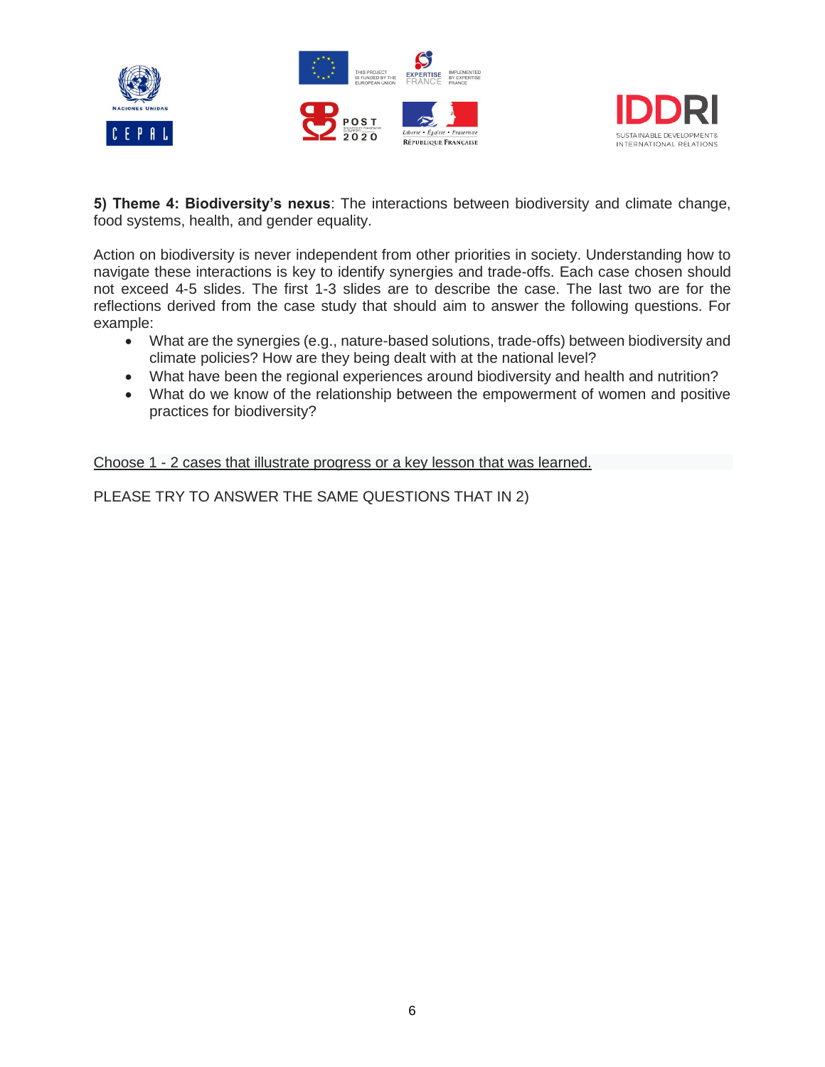**5) Theme 4: Biodiversity's nexus**: The interactions between biodiversity and climate change, food systems, health, and gender equality.

Action on biodiversity is never independent from other priorities in society. Understanding how to navigate these interactions is key to identify synergies and trade-offs. Each case chosen should not exceed 4-5 slides. The first 1-3 slides are to describe the case. The last two are for the reflections derived from the case study that should aim to answer the following questions. For example:

- What are the synergies (e.g., nature-based solutions, trade-offs) between biodiversity and climate policies? How are they being dealt with at the national level?
- What have been the regional experiences around biodiversity and health and nutrition?
- What do we know of the relationship between the empowerment of women and positive practices for biodiversity?

<u>Choose 1 - 2 cases that illustrate progress or a key lesson that was learned.</u>

PLEASE TRY TO ANSWER THE SAME QUESTIONS THAT IN 2)